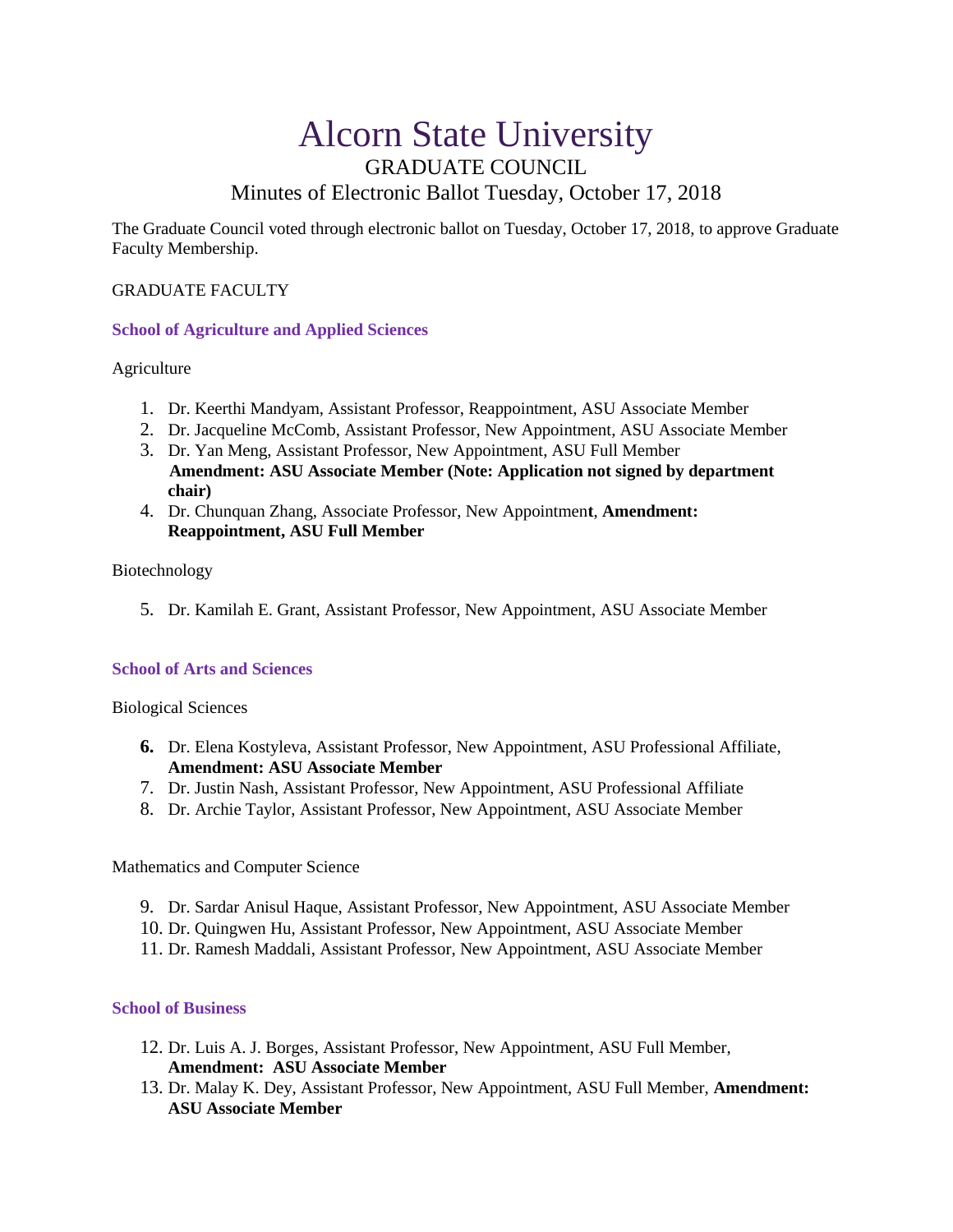# Alcorn State University

## GRADUATE COUNCIL

## Minutes of Electronic Ballot Tuesday, October 17, 2018

The Graduate Council voted through electronic ballot on Tuesday, October 17, 2018, to approve Graduate Faculty Membership.

GRADUATE FACULTY

### School of Agriculture and Applied Sciences

Agriculture

1. Dr. Keerthi Mandyam, Assistant Professor, Reappointment, ASU Associate Member
2. Dr. Jacqueline McComb, Assistant Professor, New Appointment, ASU Associate Member
3. Dr. Yan Meng, Assistant Professor, New Appointment, ASU Full Member **Amendment: ASU Associate Member (Note: Application not signed by department chair)**
4. Dr. Chunquan Zhang, Associate Professor, New Appointmen**t**, **Amendment: Reappointment, ASU Full Member**

Biotechnology

5. Dr. Kamilah E. Grant, Assistant Professor, New Appointment, ASU Associate Member

### School of Arts and Sciences

Biological Sciences

6. Dr. Elena Kostyleva, Assistant Professor, New Appointment, ASU Professional Affiliate, **Amendment: ASU Associate Member**
7. Dr. Justin Nash, Assistant Professor, New Appointment, ASU Professional Affiliate
8. Dr. Archie Taylor, Assistant Professor, New Appointment, ASU Associate Member

Mathematics and Computer Science

9. Dr. Sardar Anisul Haque, Assistant Professor, New Appointment, ASU Associate Member
10. Dr. Quingwen Hu, Assistant Professor, New Appointment, ASU Associate Member
11. Dr. Ramesh Maddali, Assistant Professor, New Appointment, ASU Associate Member

### School of Business

12. Dr. Luis A. J. Borges, Assistant Professor, New Appointment, ASU Full Member, **Amendment: ASU Associate Member**
13. Dr. Malay K. Dey, Assistant Professor, New Appointment, ASU Full Member, **Amendment: ASU Associate Member**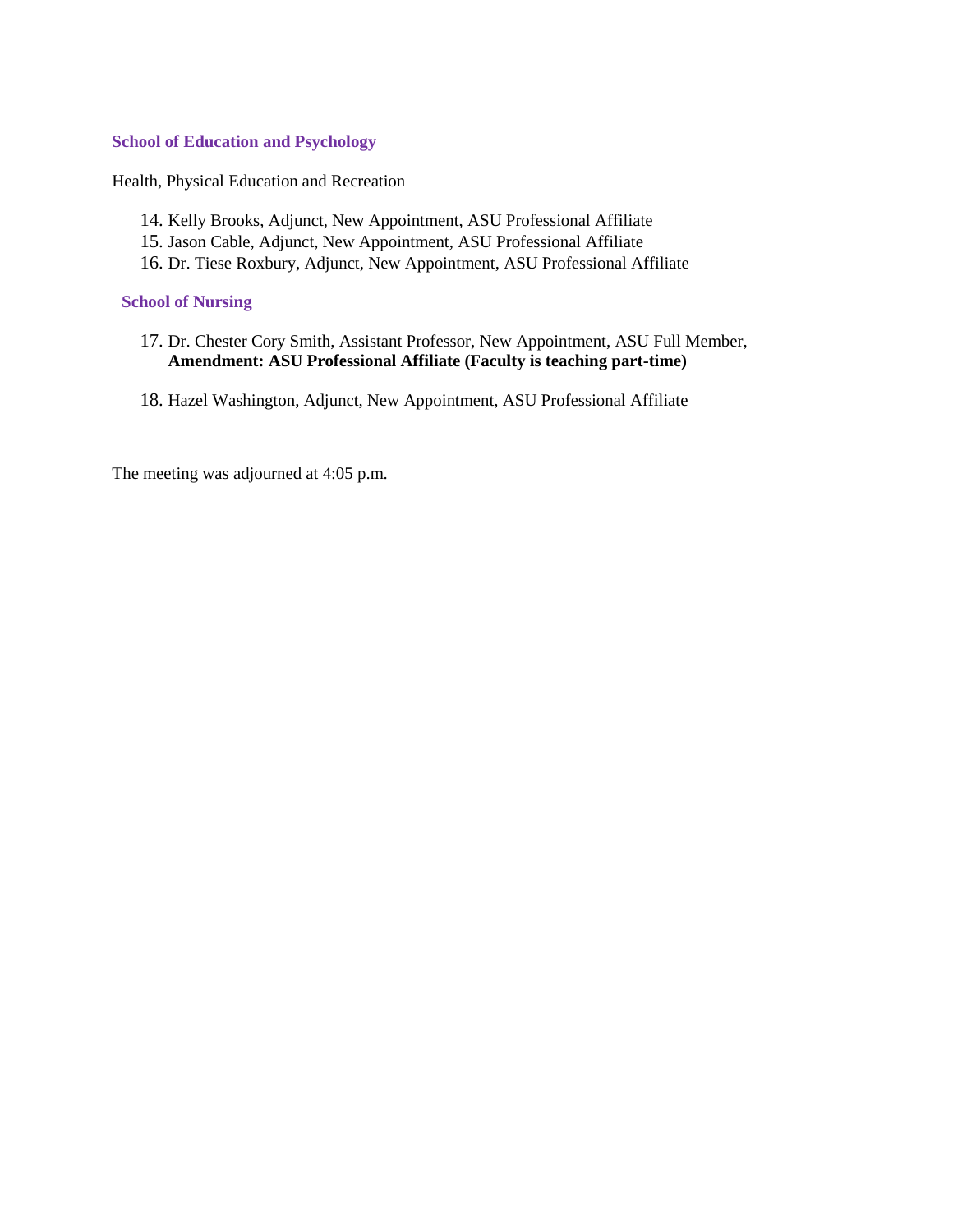### School of Education and Psychology

Health, Physical Education and Recreation

14. Kelly Brooks, Adjunct, New Appointment, ASU Professional Affiliate
15. Jason Cable, Adjunct, New Appointment, ASU Professional Affiliate
16. Dr. Tiese Roxbury, Adjunct, New Appointment, ASU Professional Affiliate

### School of Nursing

17. Dr. Chester Cory Smith, Assistant Professor, New Appointment, ASU Full Member, **Amendment: ASU Professional Affiliate (Faculty is teaching part-time)**

18. Hazel Washington, Adjunct, New Appointment, ASU Professional Affiliate

The meeting was adjourned at 4:05 p.m.